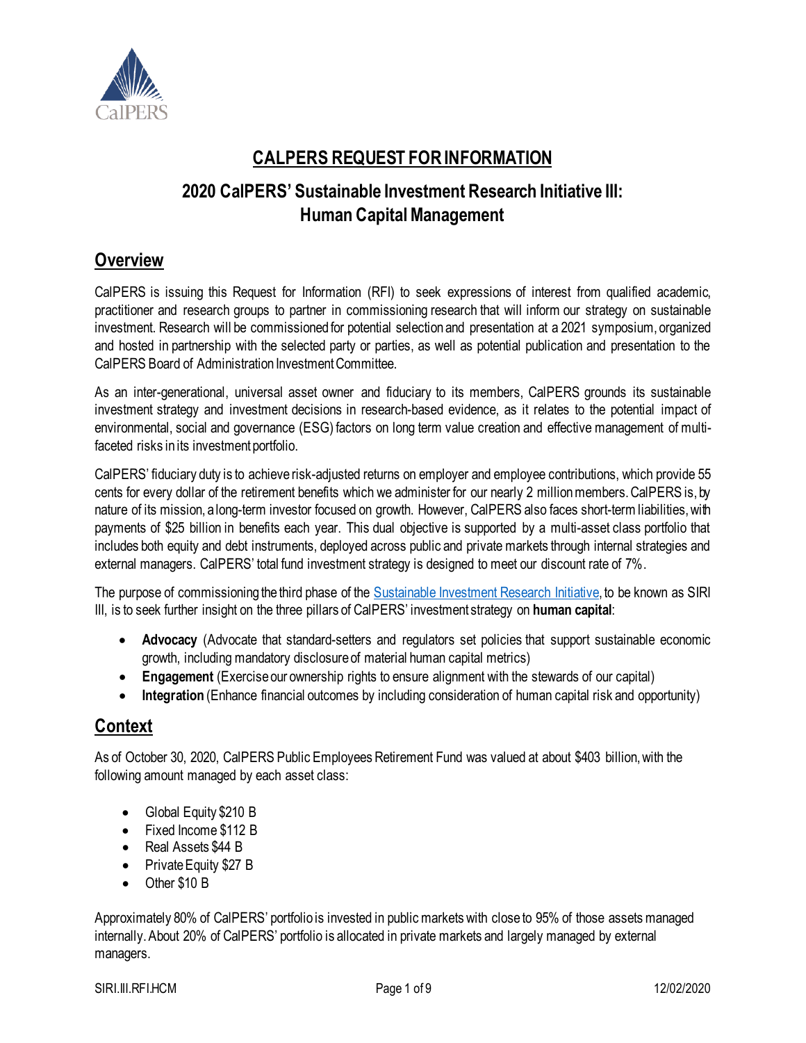# CALPERS REQUEST FOR INFORMATION

## 2020 CalPERS' Sustainable Investment Research Initiative III: Human Capital Management

## Overview

CalPERS is issuing this Request for Information (RFI) to seek expressions of interest from qualified academic, practitioner and research groups to partner in commissioning research that will inform our strategy on sustainable investment. Research will be commissioned for potential selection and presentation at a 2021 symposium, organized and hosted in partnership with the selected party or parties, as well as potential publication and presentation to the CalPERS Board of Administration Investment Committee.

As an inter-generational, universal asset owner and fiduciary to its members, CalPERS grounds its sustainable investment strategy and investment decisions in research-based evidence, as it relates to the potential impact of environmental, social and governance (ESG) factors on long term value creation and effective management of multi-faceted risks in its investment portfolio.

CalPERS' fiduciary duty is to achieve risk-adjusted returns on employer and employee contributions, which provide 55 cents for every dollar of the retirement benefits which we administer for our nearly 2 million members. CalPERS is, by nature of its mission, a long-term investor focused on growth. However, CalPERS also faces short-term liabilities, with payments of $25 billion in benefits each year. This dual objective is supported by a multi-asset class portfolio that includes both equity and debt instruments, deployed across public and private markets through internal strategies and external managers. CalPERS' total fund investment strategy is designed to meet our discount rate of 7%.

The purpose of commissioning the third phase of the [Sustainable Investment Research Initiative](), to be known as SIRI III, is to seek further insight on the three pillars of CalPERS' investment strategy on **human capital**:

- **Advocacy** (Advocate that standard-setters and regulators set policies that support sustainable economic growth, including mandatory disclosure of material human capital metrics)
- **Engagement** (Exercise our ownership rights to ensure alignment with the stewards of our capital)
- **Integration** (Enhance financial outcomes by including consideration of human capital risk and opportunity)

## Context

As of October 30, 2020, CalPERS Public Employees Retirement Fund was valued at about $403 billion, with the following amount managed by each asset class:

- Global Equity $210 B
- Fixed Income $112 B
- Real Assets $44 B
- Private Equity $27 B
- Other $10 B

Approximately 80% of CalPERS' portfolio is invested in public markets with close to 95% of those assets managed internally. About 20% of CalPERS' portfolio is allocated in private markets and largely managed by external managers.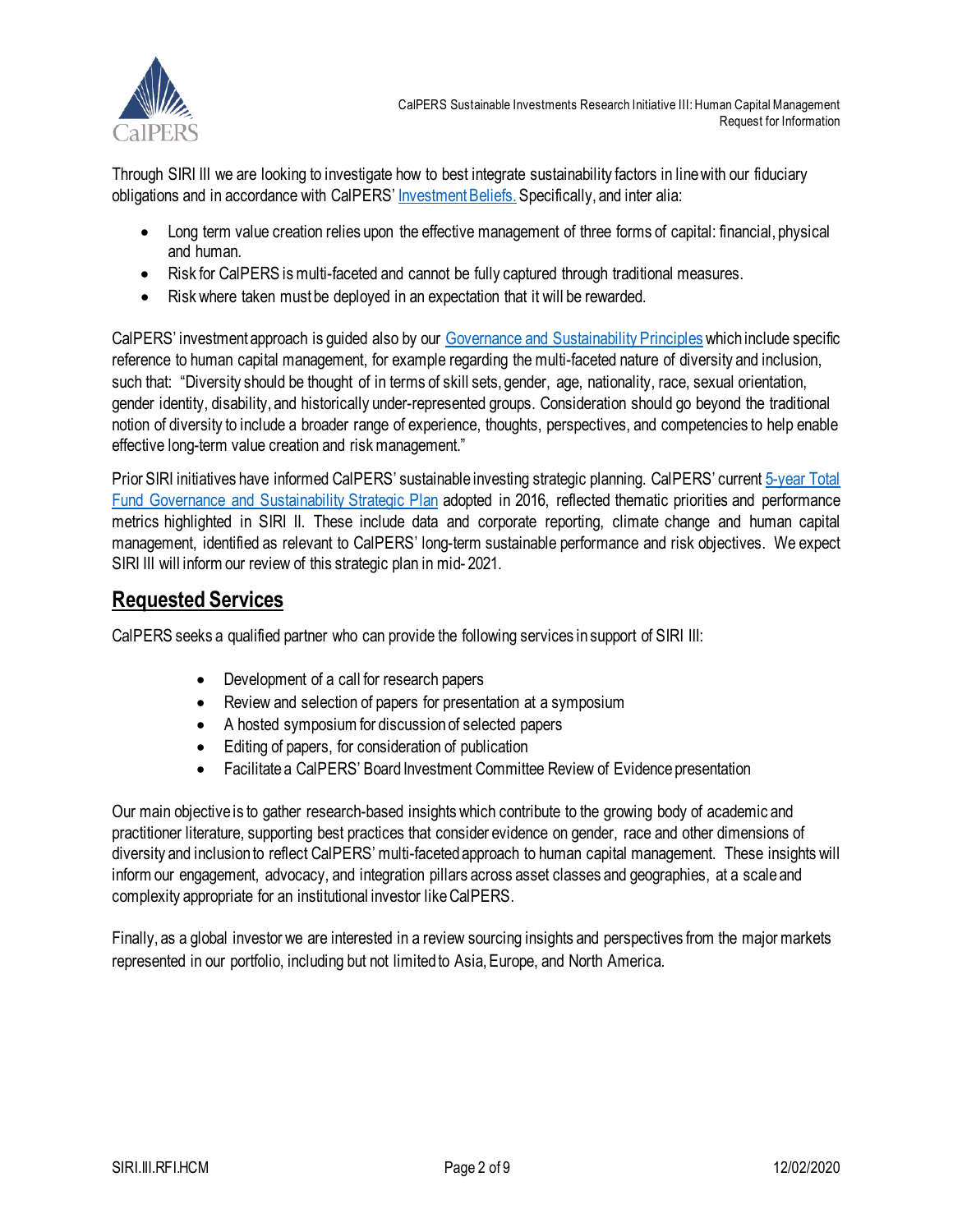Through SIRI III we are looking to investigate how to best integrate sustainability factors in line with our fiduciary obligations and in accordance with CalPERS' Investment Beliefs. Specifically, and inter alia:

- Long term value creation relies upon the effective management of three forms of capital: financial, physical and human.
- Risk for CalPERS is multi-faceted and cannot be fully captured through traditional measures.
- Risk where taken must be deployed in an expectation that it will be rewarded.

CalPERS' investment approach is guided also by our Governance and Sustainability Principles which include specific reference to human capital management, for example regarding the multi-faceted nature of diversity and inclusion, such that: "Diversity should be thought of in terms of skill sets, gender, age, nationality, race, sexual orientation, gender identity, disability, and historically under-represented groups. Consideration should go beyond the traditional notion of diversity to include a broader range of experience, thoughts, perspectives, and competencies to help enable effective long-term value creation and risk management."

Prior SIRI initiatives have informed CalPERS' sustainable investing strategic planning. CalPERS' current 5-year Total Fund Governance and Sustainability Strategic Plan adopted in 2016, reflected thematic priorities and performance metrics highlighted in SIRI II. These include data and corporate reporting, climate change and human capital management, identified as relevant to CalPERS' long-term sustainable performance and risk objectives. We expect SIRI III will inform our review of this strategic plan in mid- 2021.

## Requested Services

CalPERS seeks a qualified partner who can provide the following services in support of SIRI III:

- Development of a call for research papers
- Review and selection of papers for presentation at a symposium
- A hosted symposium for discussion of selected papers
- Editing of papers, for consideration of publication
- Facilitate a CalPERS' Board Investment Committee Review of Evidence presentation

Our main objective is to gather research-based insights which contribute to the growing body of academic and practitioner literature, supporting best practices that consider evidence on gender, race and other dimensions of diversity and inclusion to reflect CalPERS' multi-faceted approach to human capital management. These insights will inform our engagement, advocacy, and integration pillars across asset classes and geographies, at a scale and complexity appropriate for an institutional investor like CalPERS.

Finally, as a global investor we are interested in a review sourcing insights and perspectives from the major markets represented in our portfolio, including but not limited to Asia, Europe, and North America.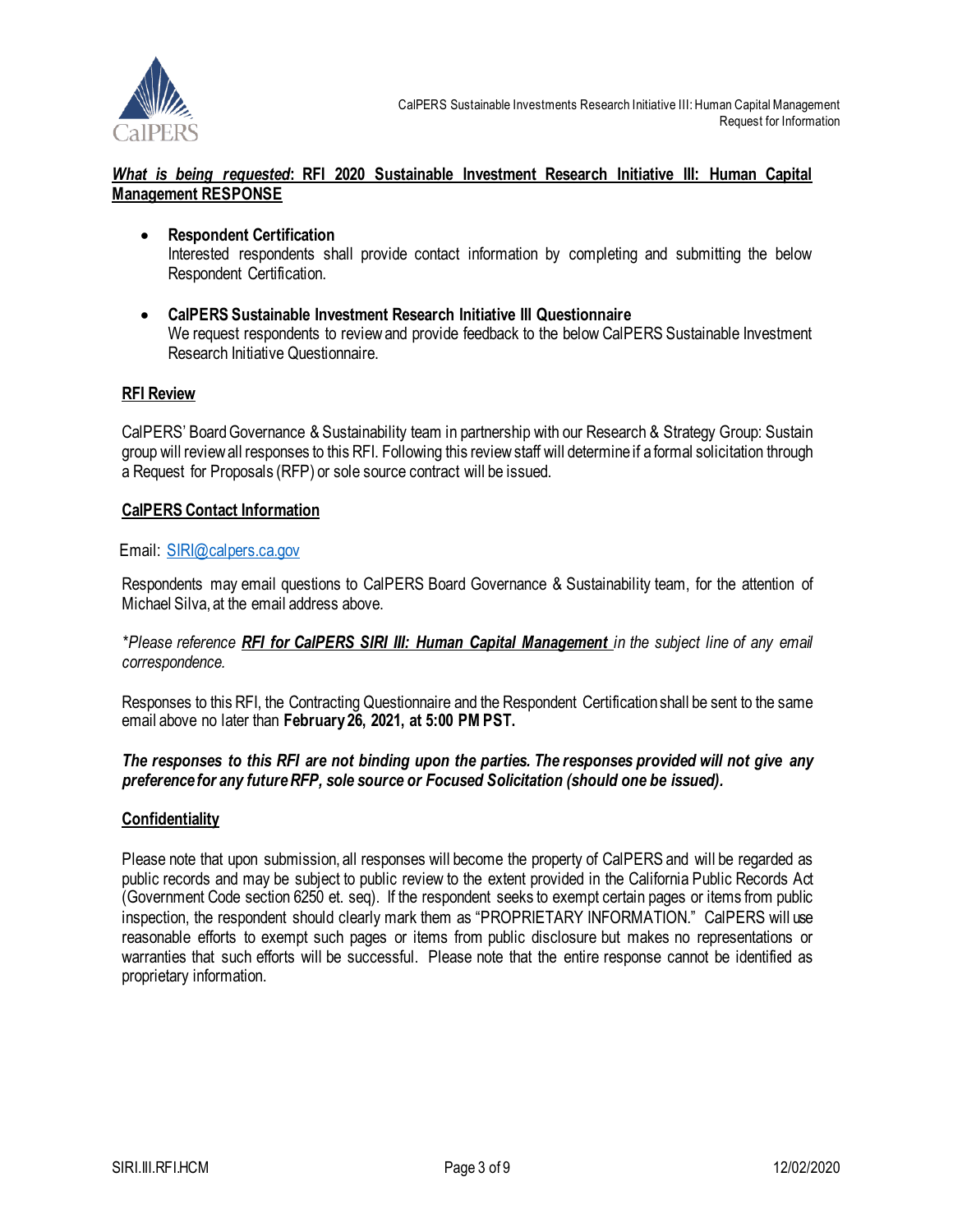***What is being requested*: RFI 2020 Sustainable Investment Research Initiative III: Human Capital Management RESPONSE**

- **Respondent Certification**
  Interested respondents shall provide contact information by completing and submitting the below Respondent Certification.

- **CalPERS Sustainable Investment Research Initiative III Questionnaire**
  We request respondents to review and provide feedback to the below CalPERS Sustainable Investment Research Initiative Questionnaire.

## RFI Review

CalPERS' Board Governance & Sustainability team in partnership with our Research & Strategy Group: Sustain group will review all responses to this RFI. Following this review staff will determine if a formal solicitation through a Request for Proposals (RFP) or sole source contract will be issued.

## CalPERS Contact Information

Email: SIRI@calpers.ca.gov

Respondents may email questions to CalPERS Board Governance & Sustainability team, for the attention of Michael Silva, at the email address above.

*\*Please reference **RFI for CalPERS SIRI III: Human Capital Management** in the subject line of any email correspondence.*

Responses to this RFI, the Contracting Questionnaire and the Respondent Certification shall be sent to the same email above no later than **February 26, 2021, at 5:00 PM PST.**

***The responses to this RFI are not binding upon the parties. The responses provided will not give any preference for any future RFP, sole source or Focused Solicitation (should one be issued).***

## Confidentiality

Please note that upon submission, all responses will become the property of CalPERS and will be regarded as public records and may be subject to public review to the extent provided in the California Public Records Act (Government Code section 6250 et. seq). If the respondent seeks to exempt certain pages or items from public inspection, the respondent should clearly mark them as "PROPRIETARY INFORMATION." CalPERS will use reasonable efforts to exempt such pages or items from public disclosure but makes no representations or warranties that such efforts will be successful. Please note that the entire response cannot be identified as proprietary information.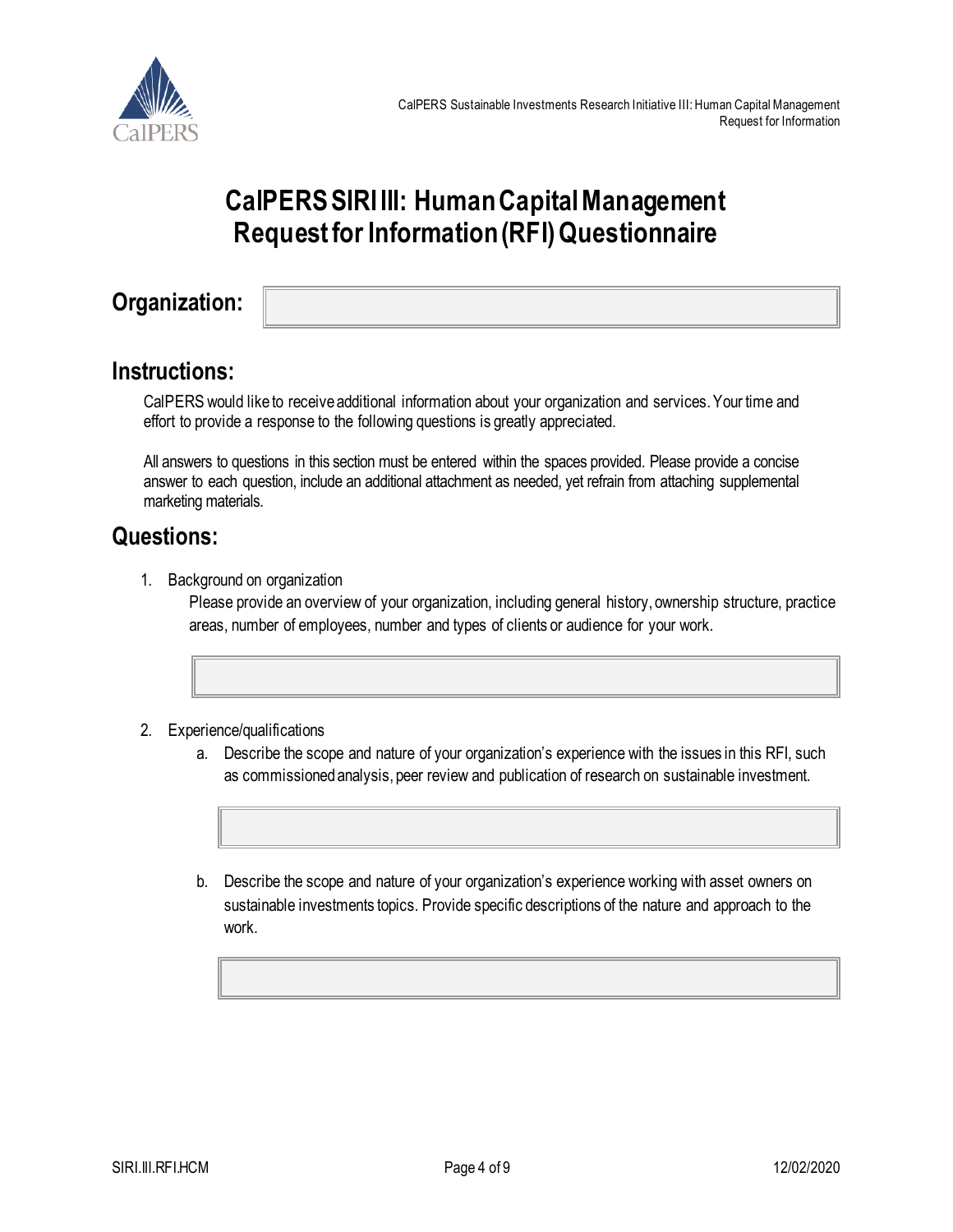# CalPERS SIRI III: Human Capital Management Request for Information (RFI) Questionnaire

## Organization:

## Instructions:

CalPERS would like to receive additional information about your organization and services. Your time and effort to provide a response to the following questions is greatly appreciated.

All answers to questions in this section must be entered within the spaces provided. Please provide a concise answer to each question, include an additional attachment as needed, yet refrain from attaching supplemental marketing materials.

## Questions:

1. Background on organization

   Please provide an overview of your organization, including general history, ownership structure, practice areas, number of employees, number and types of clients or audience for your work.

2. Experience/qualifications

   a. Describe the scope and nature of your organization's experience with the issues in this RFI, such as commissioned analysis, peer review and publication of research on sustainable investment.

   b. Describe the scope and nature of your organization's experience working with asset owners on sustainable investments topics. Provide specific descriptions of the nature and approach to the work.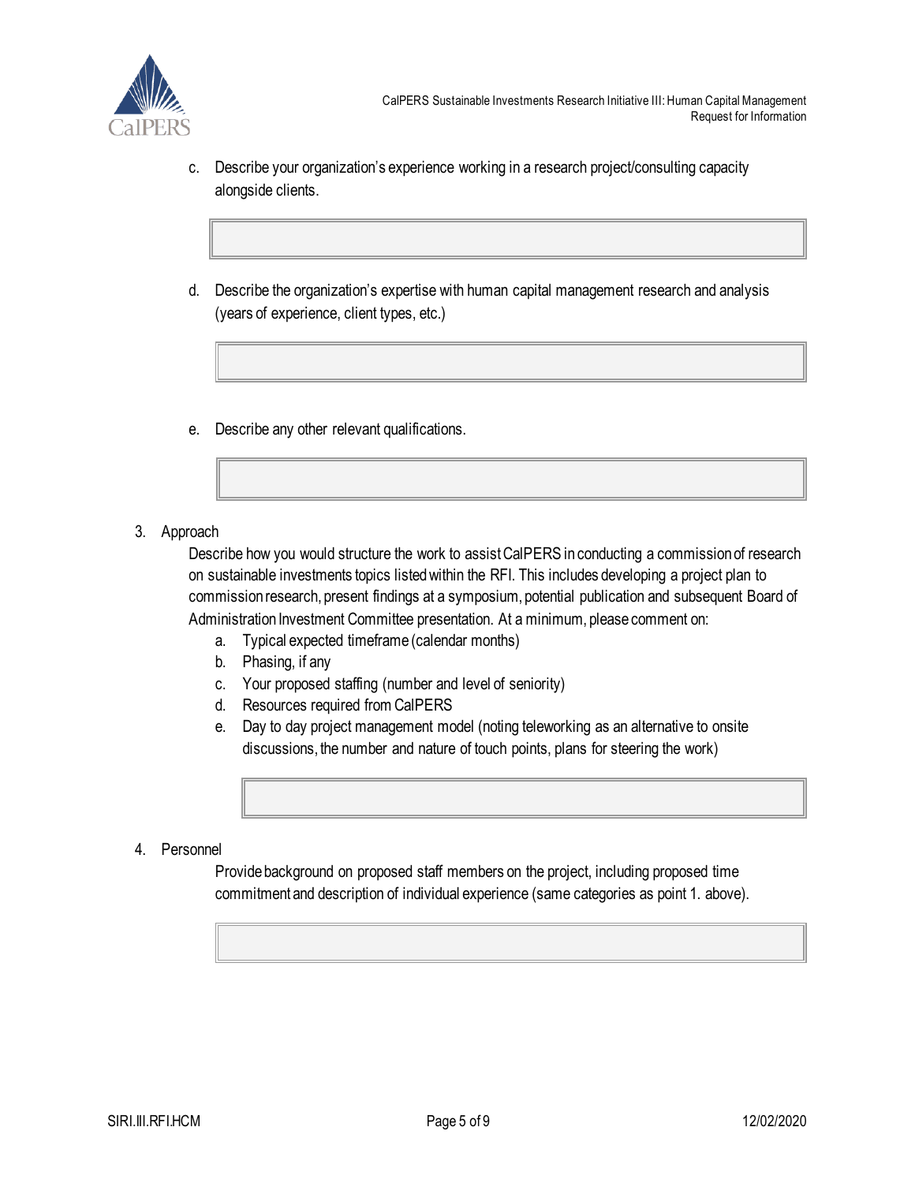c. Describe your organization's experience working in a research project/consulting capacity alongside clients.

d. Describe the organization's expertise with human capital management research and analysis (years of experience, client types, etc.)

e. Describe any other relevant qualifications.

3. Approach

   Describe how you would structure the work to assist CalPERS in conducting a commission of research on sustainable investments topics listed within the RFI. This includes developing a project plan to commission research, present findings at a symposium, potential publication and subsequent Board of Administration Investment Committee presentation. At a minimum, please comment on:

   a. Typical expected timeframe (calendar months)
   b. Phasing, if any
   c. Your proposed staffing (number and level of seniority)
   d. Resources required from CalPERS
   e. Day to day project management model (noting teleworking as an alternative to onsite discussions, the number and nature of touch points, plans for steering the work)

4. Personnel

   Provide background on proposed staff members on the project, including proposed time commitment and description of individual experience (same categories as point 1. above).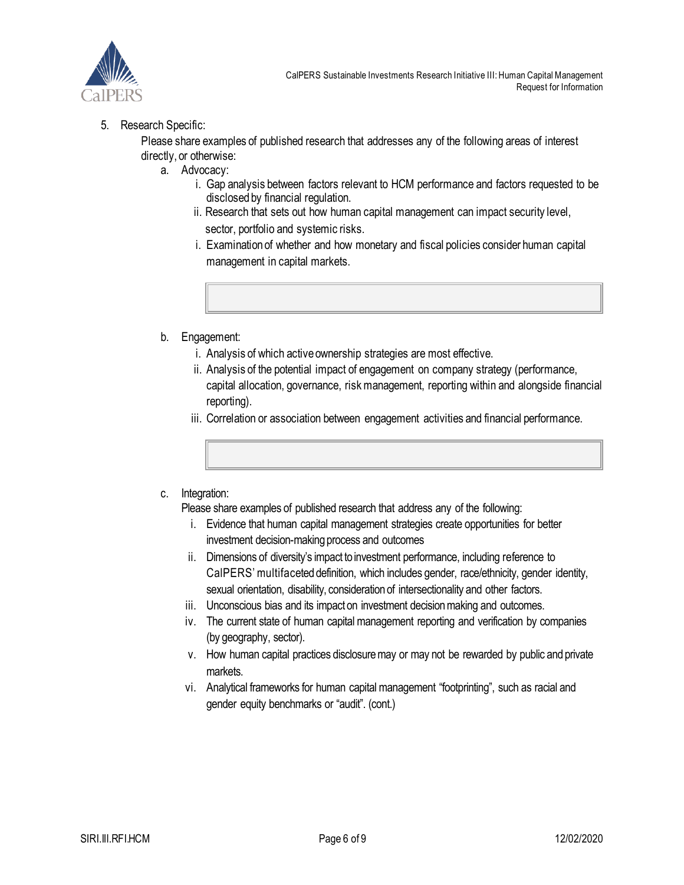5. Research Specific:

   Please share examples of published research that addresses any of the following areas of interest directly, or otherwise:

   a. Advocacy:

      i. Gap analysis between factors relevant to HCM performance and factors requested to be disclosed by financial regulation.

      ii. Research that sets out how human capital management can impact security level, sector, portfolio and systemic risks.

      i. Examination of whether and how monetary and fiscal policies consider human capital management in capital markets.

   b. Engagement:

      i. Analysis of which active ownership strategies are most effective.

      ii. Analysis of the potential impact of engagement on company strategy (performance, capital allocation, governance, risk management, reporting within and alongside financial reporting).

      iii. Correlation or association between engagement activities and financial performance.

   c. Integration:

      Please share examples of published research that address any of the following:

      i. Evidence that human capital management strategies create opportunities for better investment decision-making process and outcomes

      ii. Dimensions of diversity's impact to investment performance, including reference to CalPERS' multifaceted definition, which includes gender, race/ethnicity, gender identity, sexual orientation, disability, consideration of intersectionality and other factors.

      iii. Unconscious bias and its impact on investment decision making and outcomes.

      iv. The current state of human capital management reporting and verification by companies (by geography, sector).

      v. How human capital practices disclosure may or may not be rewarded by public and private markets.

      vi. Analytical frameworks for human capital management "footprinting", such as racial and gender equity benchmarks or "audit". (cont.)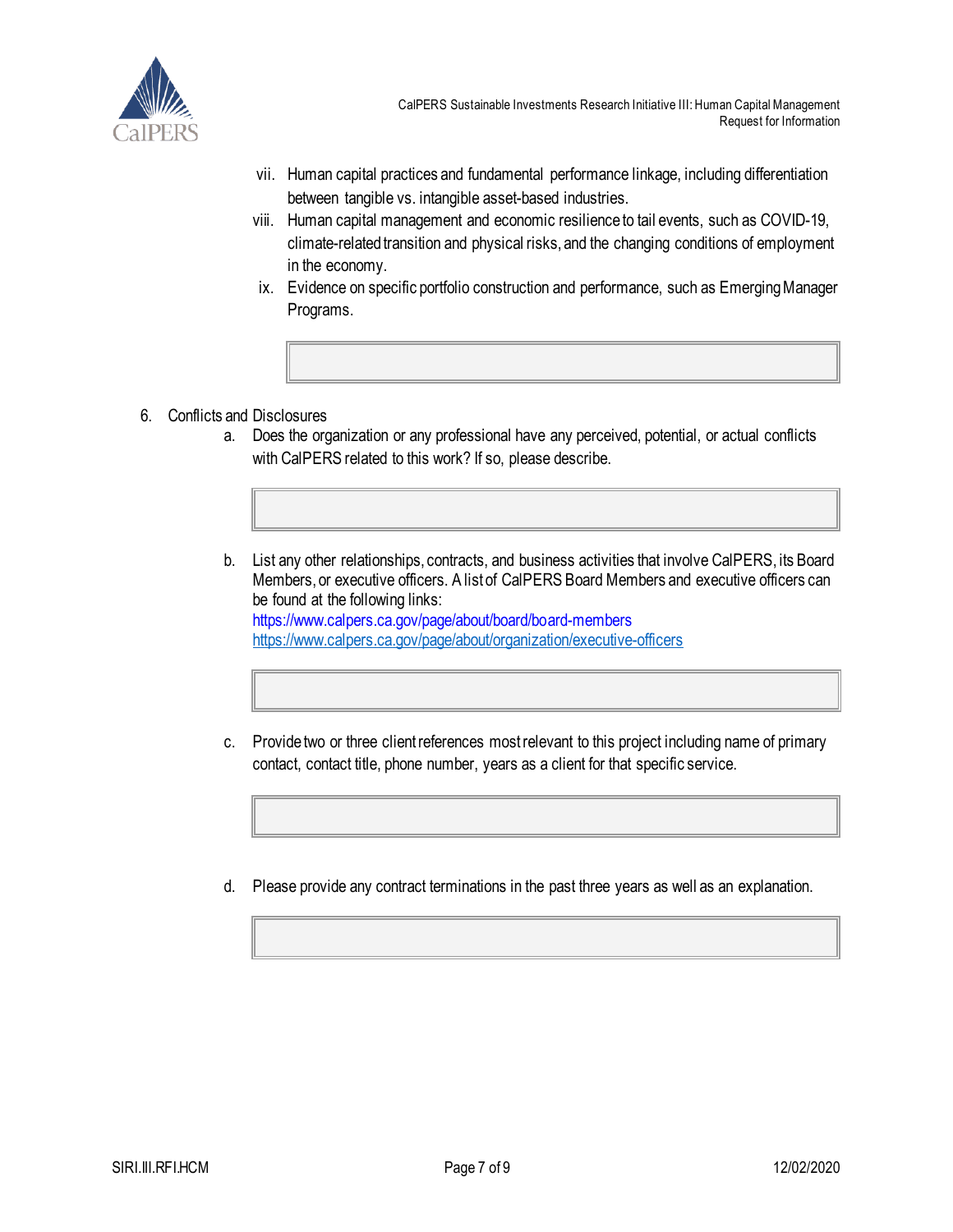vii. Human capital practices and fundamental performance linkage, including differentiation between tangible vs. intangible asset-based industries.

viii. Human capital management and economic resilience to tail events, such as COVID-19, climate-related transition and physical risks, and the changing conditions of employment in the economy.

ix. Evidence on specific portfolio construction and performance, such as Emerging Manager Programs.

6. Conflicts and Disclosures

   a. Does the organization or any professional have any perceived, potential, or actual conflicts with CalPERS related to this work? If so, please describe.

   b. List any other relationships, contracts, and business activities that involve CalPERS, its Board Members, or executive officers. A list of CalPERS Board Members and executive officers can be found at the following links:
   https://www.calpers.ca.gov/page/about/board/board-members
   https://www.calpers.ca.gov/page/about/organization/executive-officers

   c. Provide two or three client references most relevant to this project including name of primary contact, contact title, phone number, years as a client for that specific service.

   d. Please provide any contract terminations in the past three years as well as an explanation.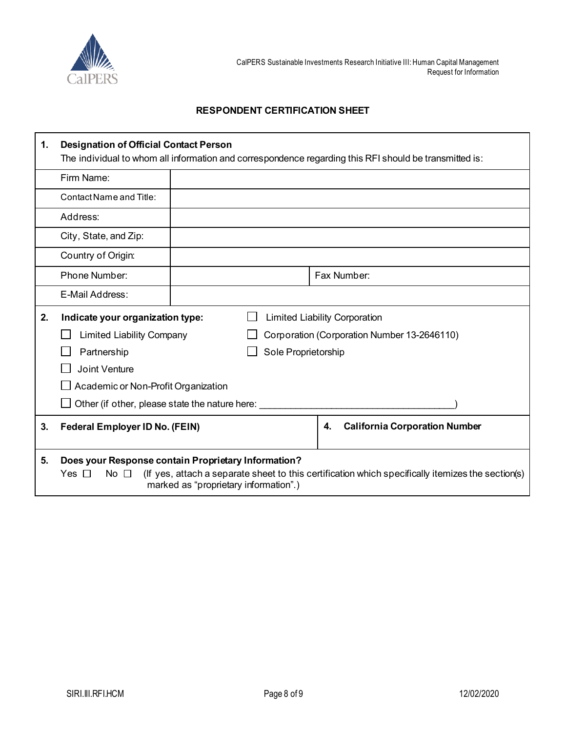## RESPONDENT CERTIFICATION SHEET

**1. Designation of Official Contact Person**

The individual to whom all information and correspondence regarding this RFI should be transmitted is:

| Field | | | |
|---|---|---|---|
| Firm Name: | | | |
| Contact Name and Title: | | | |
| Address: | | | |
| City, State, and Zip: | | | |
| Country of Origin: | | | |
| Phone Number: | | Fax Number: | |
| E-Mail Address: | | | |

**2. Indicate your organization type:**

- ☐ Limited Liability Corporation
- ☐ Limited Liability Company
- ☐ Corporation (Corporation Number 13-2646110)
- ☐ Partnership
- ☐ Sole Proprietorship
- ☐ Joint Venture
- ☐ Academic or Non-Profit Organization
- ☐ Other (if other, please state the nature here: ____________________________________)

| **3. Federal Employer ID No. (FEIN)** | **4. California Corporation Number** |
|---|---|
| | |

**5. Does your Response contain Proprietary Information?**

Yes ☐ No ☐ (If yes, attach a separate sheet to this certification which specifically itemizes the section(s) marked as “proprietary information”.)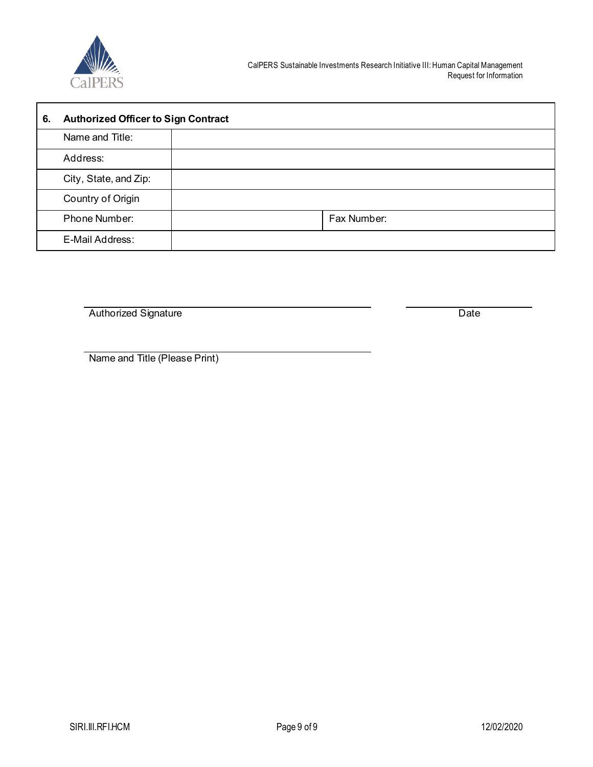| 6. Authorized Officer to Sign Contract | | |
|---|---|---|
| Name and Title: | | |
| Address: | | |
| City, State, and Zip: | | |
| Country of Origin | | |
| Phone Number: | | Fax Number: |
| E-Mail Address: | | |

Authorized Signature

Date

Name and Title (Please Print)